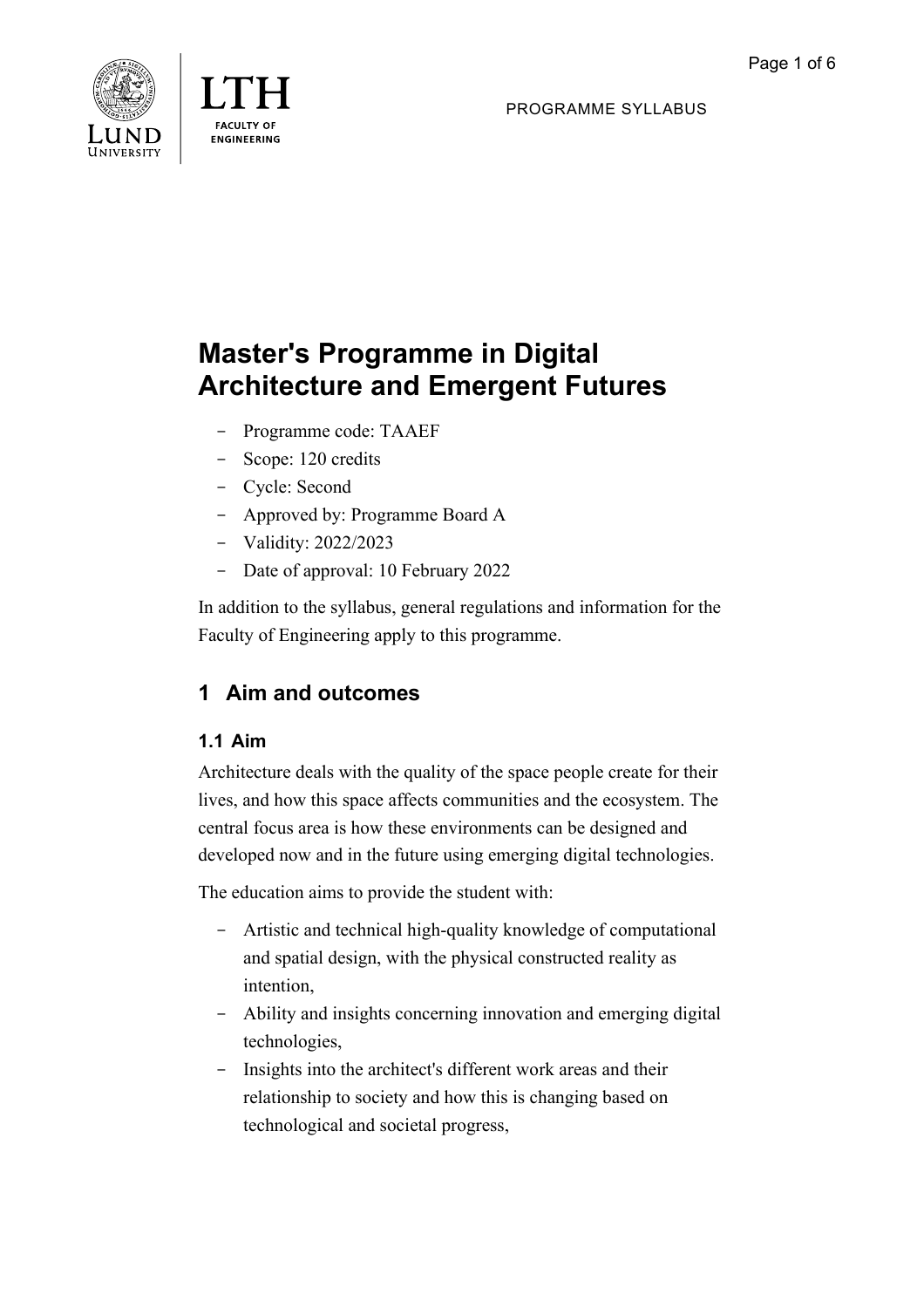PROGRAMME SYLLABUS

# Master's Programme in Digital Architecture and Emergent Futures

- Programme code: TAAEF
- Scope: 120 credits
- Cycle: Second
- Approved by: Programme Board A
- Validity: 2022/2023
- Date of approval: 10 February 2022

In addition to the syllabus, general regulations and information for the Faculty of Engineering apply to this programme.

## 1 Aim and outcomes

### 1.1 Aim

Architecture deals with the quality of the space people create for their lives, and how this space affects communities and the ecosystem. The central focus area is how these environments can be designed and developed now and in the future using emerging digital technologies.

The education aims to provide the student with:

- Artistic and technical high-quality knowledge of computational and spatial design, with the physical constructed reality as intention,
- Ability and insights concerning innovation and emerging digital technologies,
- Insights into the architect's different work areas and their relationship to society and how this is changing based on technological and societal progress,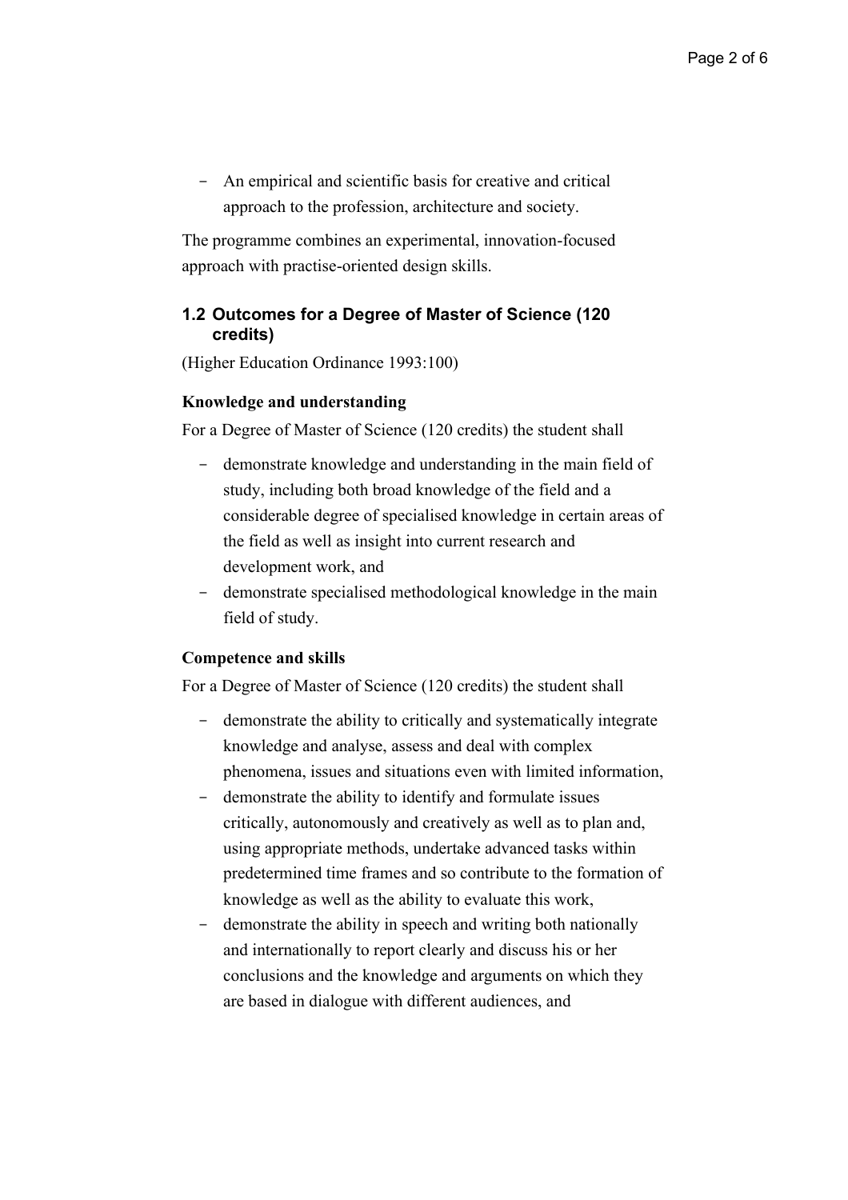- An empirical and scientific basis for creative and critical approach to the profession, architecture and society.

The programme combines an experimental, innovation-focused approach with practise-oriented design skills.

### 1.2 Outcomes for a Degree of Master of Science (120 credits)

(Higher Education Ordinance 1993:100)

**Knowledge and understanding**

For a Degree of Master of Science (120 credits) the student shall

- demonstrate knowledge and understanding in the main field of study, including both broad knowledge of the field and a considerable degree of specialised knowledge in certain areas of the field as well as insight into current research and development work, and
- demonstrate specialised methodological knowledge in the main field of study.

**Competence and skills**

For a Degree of Master of Science (120 credits) the student shall

- demonstrate the ability to critically and systematically integrate knowledge and analyse, assess and deal with complex phenomena, issues and situations even with limited information,
- demonstrate the ability to identify and formulate issues critically, autonomously and creatively as well as to plan and, using appropriate methods, undertake advanced tasks within predetermined time frames and so contribute to the formation of knowledge as well as the ability to evaluate this work,
- demonstrate the ability in speech and writing both nationally and internationally to report clearly and discuss his or her conclusions and the knowledge and arguments on which they are based in dialogue with different audiences, and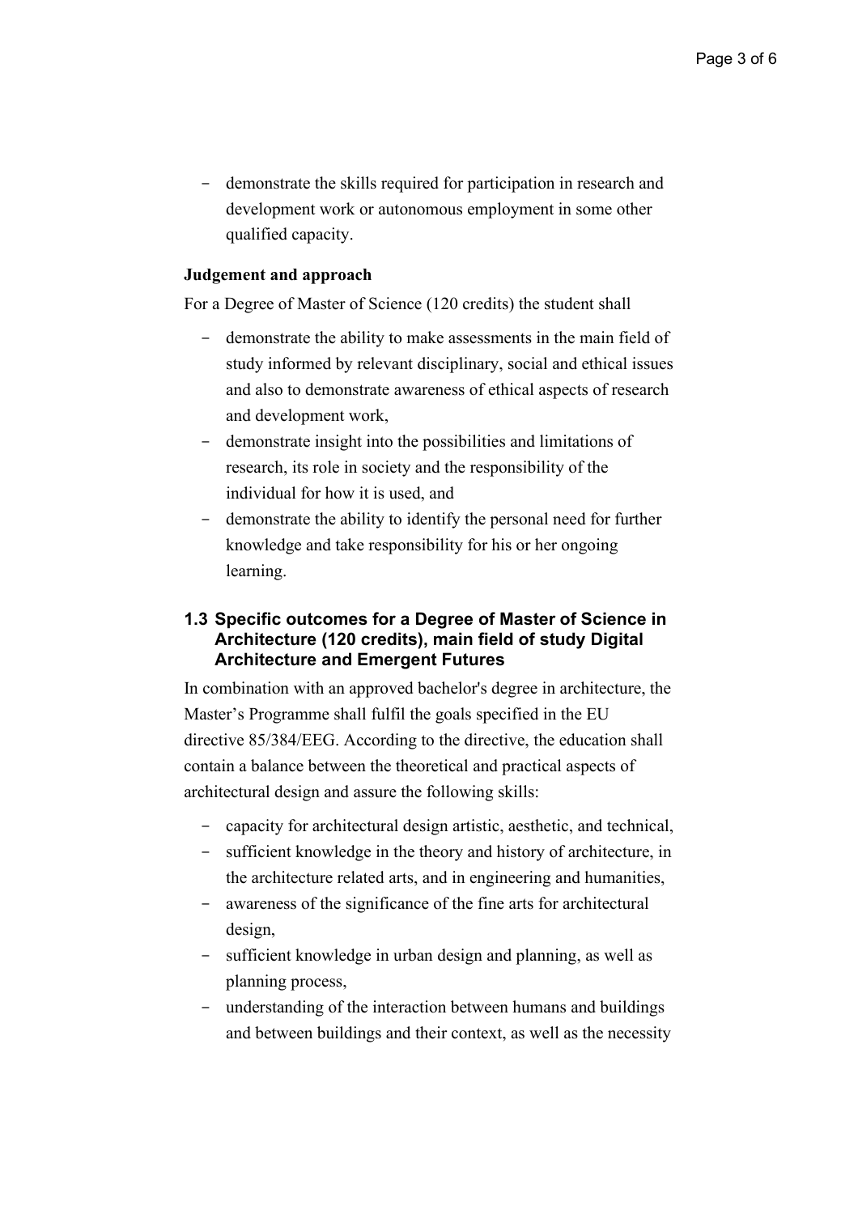- demonstrate the skills required for participation in research and development work or autonomous employment in some other qualified capacity.

**Judgement and approach**

For a Degree of Master of Science (120 credits) the student shall

- demonstrate the ability to make assessments in the main field of study informed by relevant disciplinary, social and ethical issues and also to demonstrate awareness of ethical aspects of research and development work,
- demonstrate insight into the possibilities and limitations of research, its role in society and the responsibility of the individual for how it is used, and
- demonstrate the ability to identify the personal need for further knowledge and take responsibility for his or her ongoing learning.

### 1.3 Specific outcomes for a Degree of Master of Science in Architecture (120 credits), main field of study Digital Architecture and Emergent Futures

In combination with an approved bachelor's degree in architecture, the Master's Programme shall fulfil the goals specified in the EU directive 85/384/EEG. According to the directive, the education shall contain a balance between the theoretical and practical aspects of architectural design and assure the following skills:

- capacity for architectural design artistic, aesthetic, and technical,
- sufficient knowledge in the theory and history of architecture, in the architecture related arts, and in engineering and humanities,
- awareness of the significance of the fine arts for architectural design,
- sufficient knowledge in urban design and planning, as well as planning process,
- understanding of the interaction between humans and buildings and between buildings and their context, as well as the necessity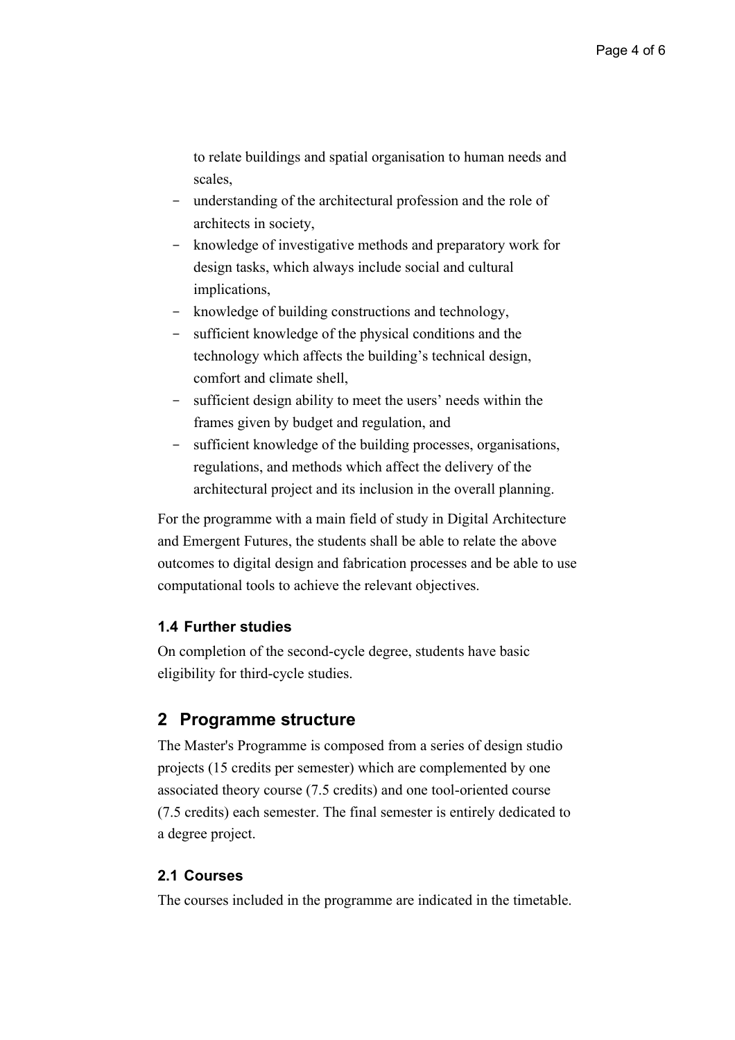to relate buildings and spatial organisation to human needs and scales,

- understanding of the architectural profession and the role of architects in society,
- knowledge of investigative methods and preparatory work for design tasks, which always include social and cultural implications,
- knowledge of building constructions and technology,
- sufficient knowledge of the physical conditions and the technology which affects the building's technical design, comfort and climate shell,
- sufficient design ability to meet the users' needs within the frames given by budget and regulation, and
- sufficient knowledge of the building processes, organisations, regulations, and methods which affect the delivery of the architectural project and its inclusion in the overall planning.

For the programme with a main field of study in Digital Architecture and Emergent Futures, the students shall be able to relate the above outcomes to digital design and fabrication processes and be able to use computational tools to achieve the relevant objectives.

### 1.4 Further studies

On completion of the second-cycle degree, students have basic eligibility for third-cycle studies.

## 2 Programme structure

The Master's Programme is composed from a series of design studio projects (15 credits per semester) which are complemented by one associated theory course (7.5 credits) and one tool-oriented course (7.5 credits) each semester. The final semester is entirely dedicated to a degree project.

### 2.1 Courses

The courses included in the programme are indicated in the timetable.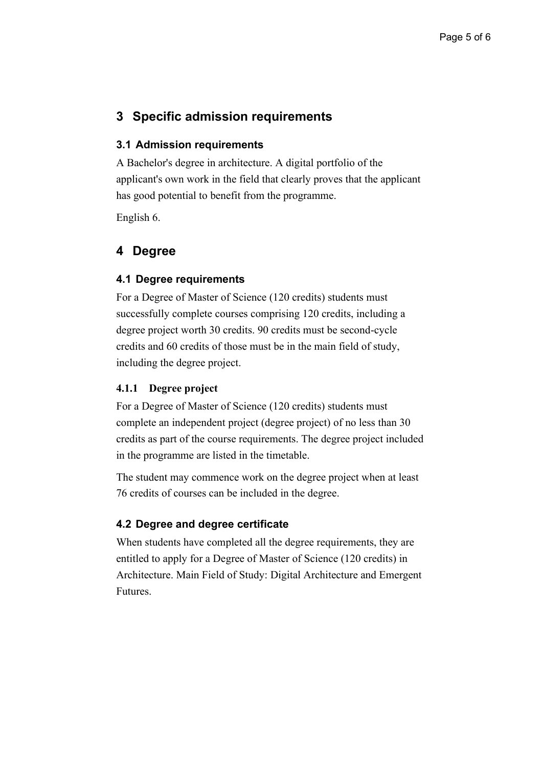## 3 Specific admission requirements

### 3.1 Admission requirements

A Bachelor's degree in architecture. A digital portfolio of the applicant's own work in the field that clearly proves that the applicant has good potential to benefit from the programme.

English 6.

## 4 Degree

### 4.1 Degree requirements

For a Degree of Master of Science (120 credits) students must successfully complete courses comprising 120 credits, including a degree project worth 30 credits. 90 credits must be second-cycle credits and 60 credits of those must be in the main field of study, including the degree project.

#### 4.1.1 Degree project

For a Degree of Master of Science (120 credits) students must complete an independent project (degree project) of no less than 30 credits as part of the course requirements. The degree project included in the programme are listed in the timetable.

The student may commence work on the degree project when at least 76 credits of courses can be included in the degree.

### 4.2 Degree and degree certificate

When students have completed all the degree requirements, they are entitled to apply for a Degree of Master of Science (120 credits) in Architecture. Main Field of Study: Digital Architecture and Emergent Futures.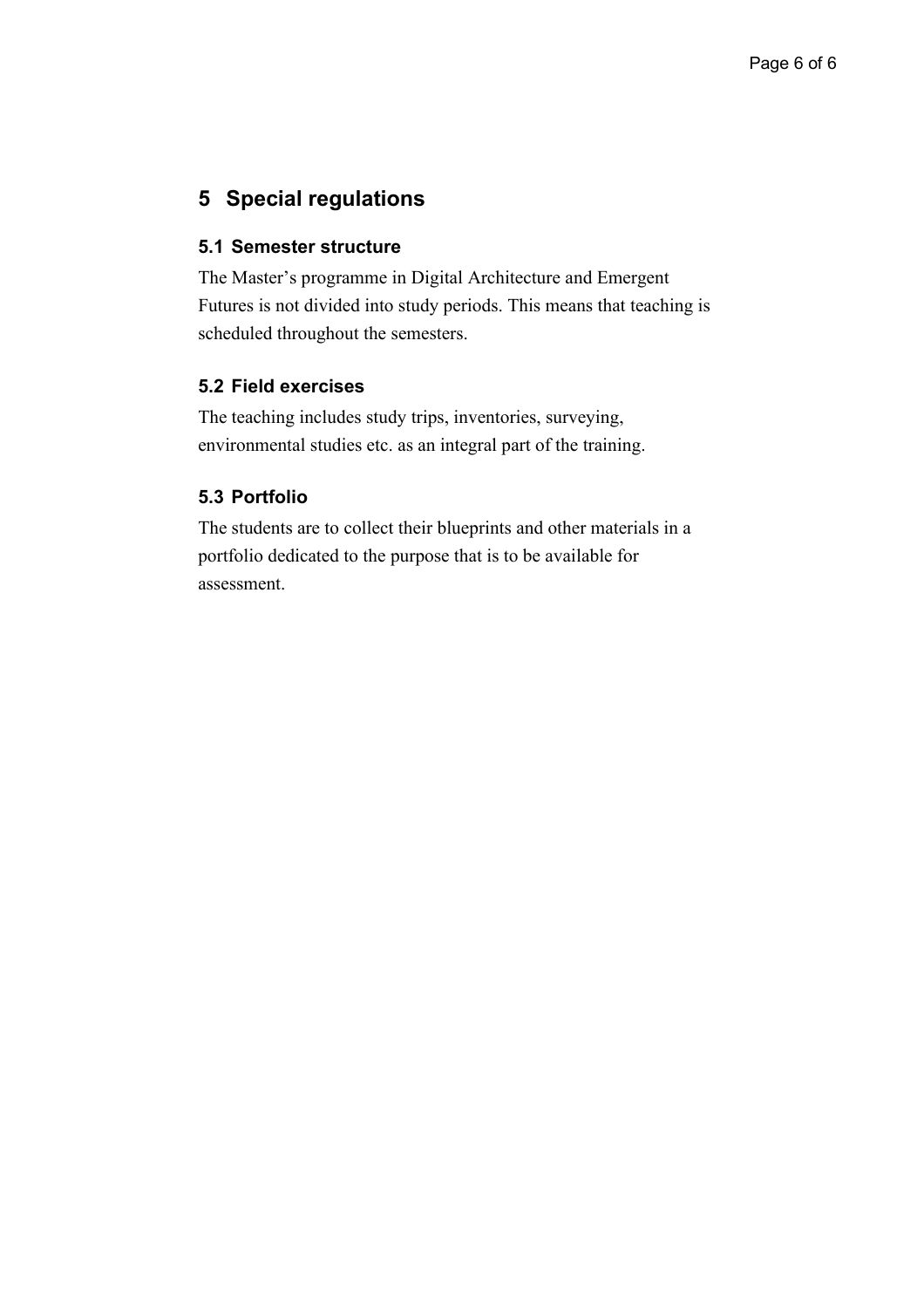## 5 Special regulations

### 5.1 Semester structure

The Master's programme in Digital Architecture and Emergent Futures is not divided into study periods. This means that teaching is scheduled throughout the semesters.

### 5.2 Field exercises

The teaching includes study trips, inventories, surveying, environmental studies etc. as an integral part of the training.

### 5.3 Portfolio

The students are to collect their blueprints and other materials in a portfolio dedicated to the purpose that is to be available for assessment.